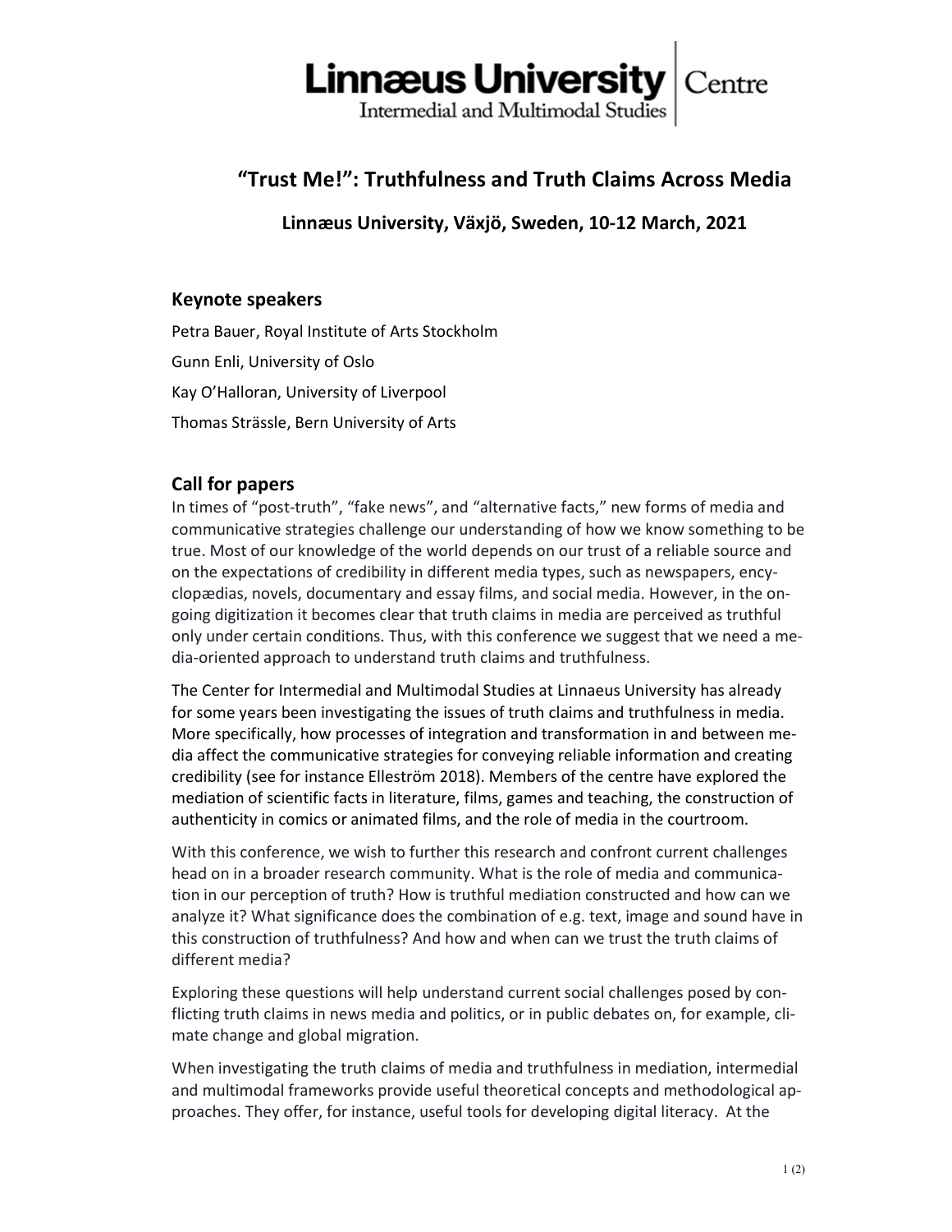Linnæus University Centre
Intermedial and Multimodal Studies

# "Trust Me!": Truthfulness and Truth Claims Across Media

### Linnæus University, Växjö, Sweden, 10-12 March, 2021

## Keynote speakers

Petra Bauer, Royal Institute of Arts Stockholm

Gunn Enli, University of Oslo

Kay O'Halloran, University of Liverpool

Thomas Strässle, Bern University of Arts

## Call for papers

In times of "post-truth", "fake news", and "alternative facts," new forms of media and communicative strategies challenge our understanding of how we know something to be true. Most of our knowledge of the world depends on our trust of a reliable source and on the expectations of credibility in different media types, such as newspapers, encyclopædias, novels, documentary and essay films, and social media. However, in the ongoing digitization it becomes clear that truth claims in media are perceived as truthful only under certain conditions. Thus, with this conference we suggest that we need a media-oriented approach to understand truth claims and truthfulness.

The Center for Intermedial and Multimodal Studies at Linnaeus University has already for some years been investigating the issues of truth claims and truthfulness in media. More specifically, how processes of integration and transformation in and between media affect the communicative strategies for conveying reliable information and creating credibility (see for instance Elleström 2018). Members of the centre have explored the mediation of scientific facts in literature, films, games and teaching, the construction of authenticity in comics or animated films, and the role of media in the courtroom.

With this conference, we wish to further this research and confront current challenges head on in a broader research community. What is the role of media and communication in our perception of truth? How is truthful mediation constructed and how can we analyze it? What significance does the combination of e.g. text, image and sound have in this construction of truthfulness? And how and when can we trust the truth claims of different media?

Exploring these questions will help understand current social challenges posed by conflicting truth claims in news media and politics, or in public debates on, for example, climate change and global migration.

When investigating the truth claims of media and truthfulness in mediation, intermedial and multimodal frameworks provide useful theoretical concepts and methodological approaches. They offer, for instance, useful tools for developing digital literacy. At the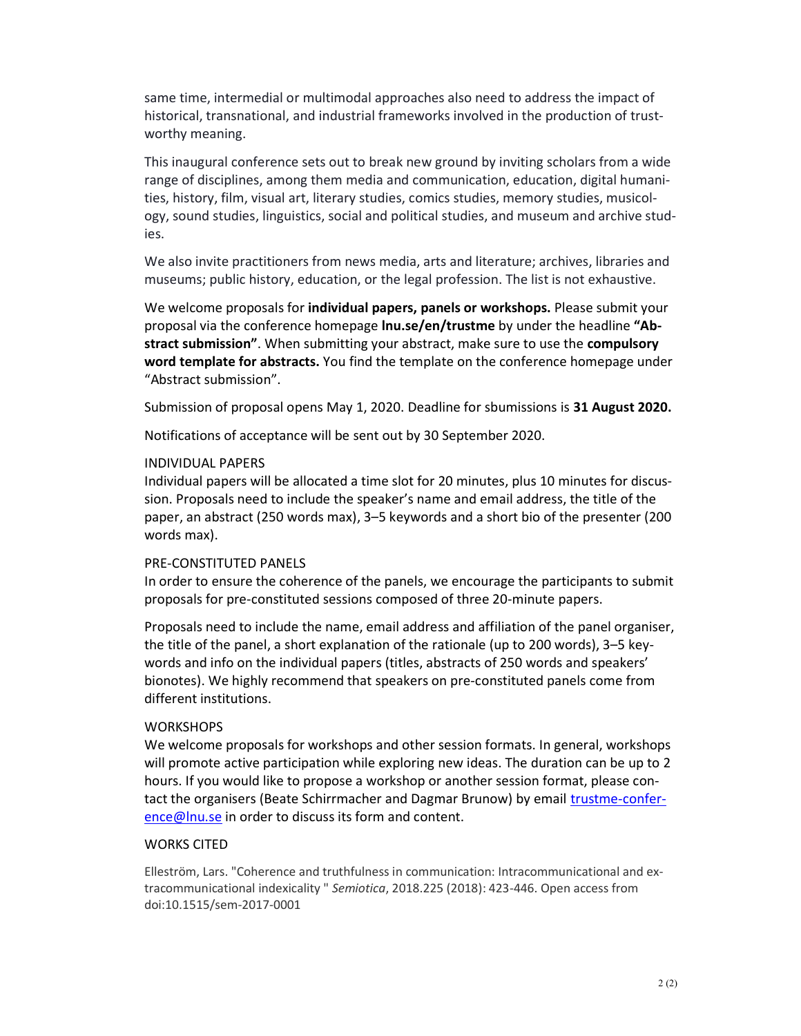same time, intermedial or multimodal approaches also need to address the impact of historical, transnational, and industrial frameworks involved in the production of trustworthy meaning.

This inaugural conference sets out to break new ground by inviting scholars from a wide range of disciplines, among them media and communication, education, digital humanities, history, film, visual art, literary studies, comics studies, memory studies, musicology, sound studies, linguistics, social and political studies, and museum and archive studies.

We also invite practitioners from news media, arts and literature; archives, libraries and museums; public history, education, or the legal profession. The list is not exhaustive.

We welcome proposals for **individual papers, panels or workshops.** Please submit your proposal via the conference homepage **lnu.se/en/trustme** by under the headline **"Abstract submission"**. When submitting your abstract, make sure to use the **compulsory word template for abstracts.** You find the template on the conference homepage under "Abstract submission".

Submission of proposal opens May 1, 2020. Deadline for sbumissions is **31 August 2020.**

Notifications of acceptance will be sent out by 30 September 2020.

### INDIVIDUAL PAPERS

Individual papers will be allocated a time slot for 20 minutes, plus 10 minutes for discussion. Proposals need to include the speaker's name and email address, the title of the paper, an abstract (250 words max), 3–5 keywords and a short bio of the presenter (200 words max).

### PRE-CONSTITUTED PANELS

In order to ensure the coherence of the panels, we encourage the participants to submit proposals for pre-constituted sessions composed of three 20-minute papers.

Proposals need to include the name, email address and affiliation of the panel organiser, the title of the panel, a short explanation of the rationale (up to 200 words), 3–5 keywords and info on the individual papers (titles, abstracts of 250 words and speakers' bionotes). We highly recommend that speakers on pre-constituted panels come from different institutions.

### WORKSHOPS

We welcome proposals for workshops and other session formats. In general, workshops will promote active participation while exploring new ideas. The duration can be up to 2 hours. If you would like to propose a workshop or another session format, please contact the organisers (Beate Schirrmacher and Dagmar Brunow) by email trustme-conference@lnu.se in order to discuss its form and content.

### WORKS CITED

Elleström, Lars. "Coherence and truthfulness in communication: Intracommunicational and extracommunicational indexicality " *Semiotica*, 2018.225 (2018): 423-446. Open access from doi:10.1515/sem-2017-0001